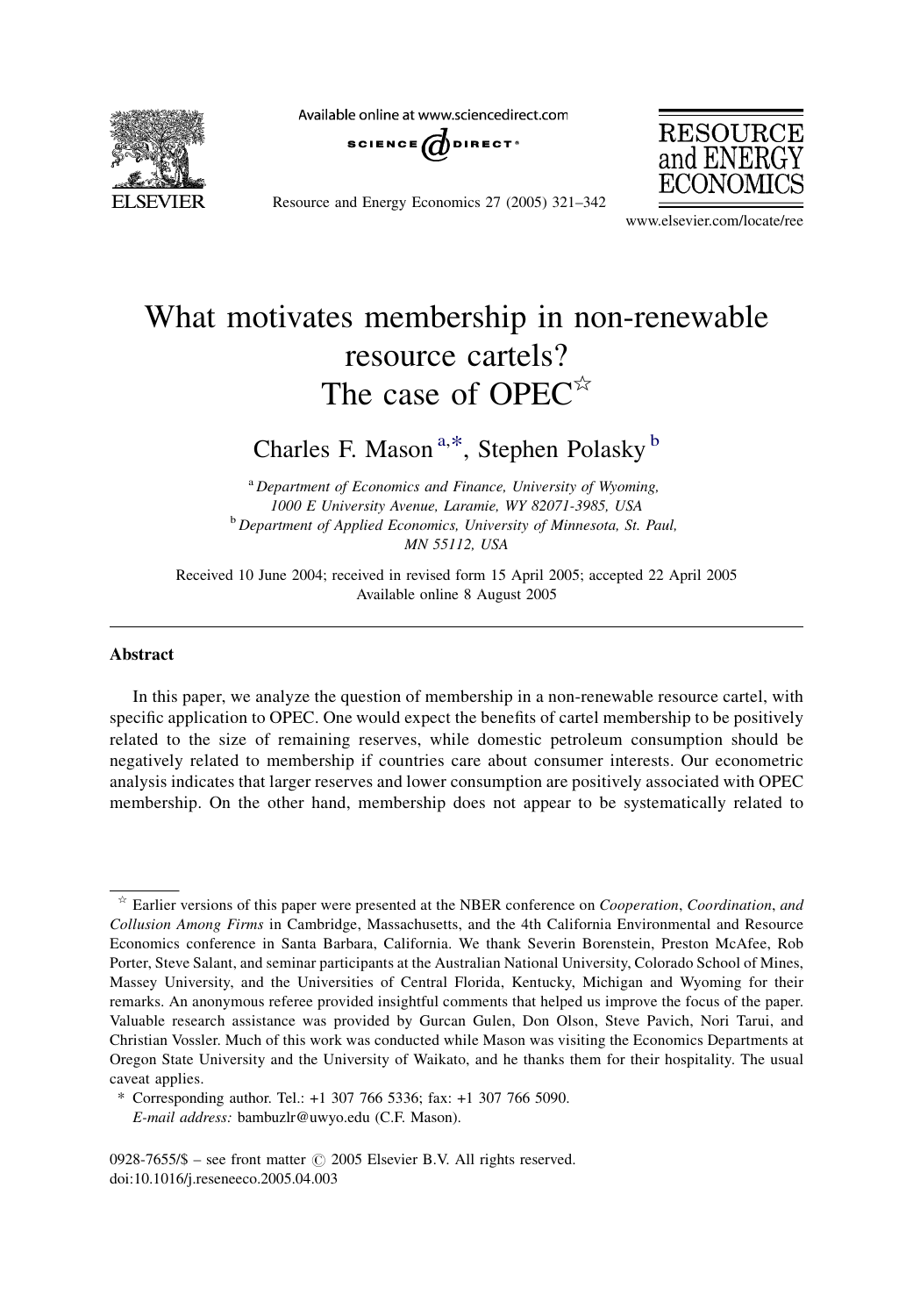# What motivates membership in non-renewable resource cartels? The case of OPEC[☆]

Charles F. Mason[a,*], Stephen Polasky[b]

[a] *Department of Economics and Finance, University of Wyoming, 1000 E University Avenue, Laramie, WY 82071-3985, USA*

[b] *Department of Applied Economics, University of Minnesota, St. Paul, MN 55112, USA*

Received 10 June 2004; received in revised form 15 April 2005; accepted 22 April 2005
Available online 8 August 2005

---

## Abstract

In this paper, we analyze the question of membership in a non-renewable resource cartel, with specific application to OPEC. One would expect the benefits of cartel membership to be positively related to the size of remaining reserves, while domestic petroleum consumption should be negatively related to membership if countries care about consumer interests. Our econometric analysis indicates that larger reserves and lower consumption are positively associated with OPEC membership. On the other hand, membership does not appear to be systematically related to

---

[☆] Earlier versions of this paper were presented at the NBER conference on *Cooperation, Coordination, and Collusion Among Firms* in Cambridge, Massachusetts, and the 4th California Environmental and Resource Economics conference in Santa Barbara, California. We thank Severin Borenstein, Preston McAfee, Rob Porter, Steve Salant, and seminar participants at the Australian National University, Colorado School of Mines, Massey University, and the Universities of Central Florida, Kentucky, Michigan and Wyoming for their remarks. An anonymous referee provided insightful comments that helped us improve the focus of the paper. Valuable research assistance was provided by Gurcan Gulen, Don Olson, Steve Pavich, Nori Tarui, and Christian Vossler. Much of this work was conducted while Mason was visiting the Economics Departments at Oregon State University and the University of Waikato, and he thanks them for their hospitality. The usual caveat applies.

\* Corresponding author. Tel.: +1 307 766 5336; fax: +1 307 766 5090.
*E-mail address:* bambuzlr@uwyo.edu (C.F. Mason).

0928-7655/$ – see front matter © 2005 Elsevier B.V. All rights reserved.
doi:10.1016/j.reseneeco.2005.04.003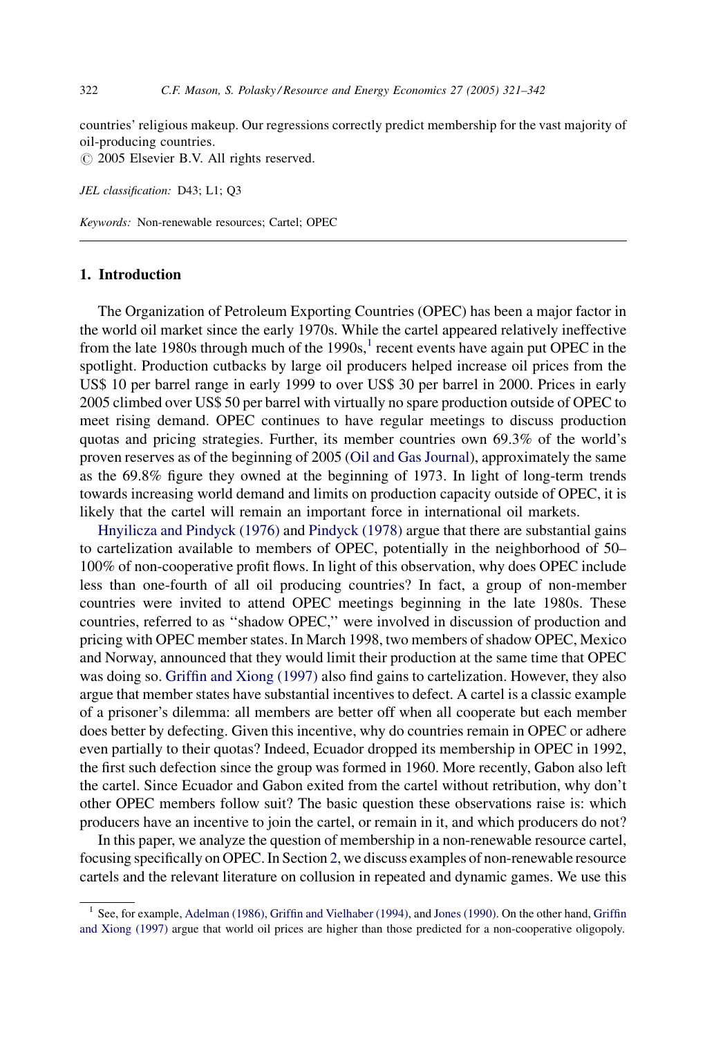countries' religious makeup. Our regressions correctly predict membership for the vast majority of oil-producing countries.

© 2005 Elsevier B.V. All rights reserved.

*JEL classification:* D43; L1; Q3

*Keywords:* Non-renewable resources; Cartel; OPEC

## 1. Introduction

The Organization of Petroleum Exporting Countries (OPEC) has been a major factor in the world oil market since the early 1970s. While the cartel appeared relatively ineffective from the late 1980s through much of the 1990s,[1] recent events have again put OPEC in the spotlight. Production cutbacks by large oil producers helped increase oil prices from the US$ 10 per barrel range in early 1999 to over US$ 30 per barrel in 2000. Prices in early 2005 climbed over US$ 50 per barrel with virtually no spare production outside of OPEC to meet rising demand. OPEC continues to have regular meetings to discuss production quotas and pricing strategies. Further, its member countries own 69.3% of the world's proven reserves as of the beginning of 2005 (Oil and Gas Journal), approximately the same as the 69.8% figure they owned at the beginning of 1973. In light of long-term trends towards increasing world demand and limits on production capacity outside of OPEC, it is likely that the cartel will remain an important force in international oil markets.

Hnyilicza and Pindyck (1976) and Pindyck (1978) argue that there are substantial gains to cartelization available to members of OPEC, potentially in the neighborhood of 50–100% of non-cooperative profit flows. In light of this observation, why does OPEC include less than one-fourth of all oil producing countries? In fact, a group of non-member countries were invited to attend OPEC meetings beginning in the late 1980s. These countries, referred to as "shadow OPEC," were involved in discussion of production and pricing with OPEC member states. In March 1998, two members of shadow OPEC, Mexico and Norway, announced that they would limit their production at the same time that OPEC was doing so. Griffin and Xiong (1997) also find gains to cartelization. However, they also argue that member states have substantial incentives to defect. A cartel is a classic example of a prisoner's dilemma: all members are better off when all cooperate but each member does better by defecting. Given this incentive, why do countries remain in OPEC or adhere even partially to their quotas? Indeed, Ecuador dropped its membership in OPEC in 1992, the first such defection since the group was formed in 1960. More recently, Gabon also left the cartel. Since Ecuador and Gabon exited from the cartel without retribution, why don't other OPEC members follow suit? The basic question these observations raise is: which producers have an incentive to join the cartel, or remain in it, and which producers do not?

In this paper, we analyze the question of membership in a non-renewable resource cartel, focusing specifically on OPEC. In Section 2, we discuss examples of non-renewable resource cartels and the relevant literature on collusion in repeated and dynamic games. We use this

[1] See, for example, Adelman (1986), Griffin and Vielhaber (1994), and Jones (1990). On the other hand, Griffin and Xiong (1997) argue that world oil prices are higher than those predicted for a non-cooperative oligopoly.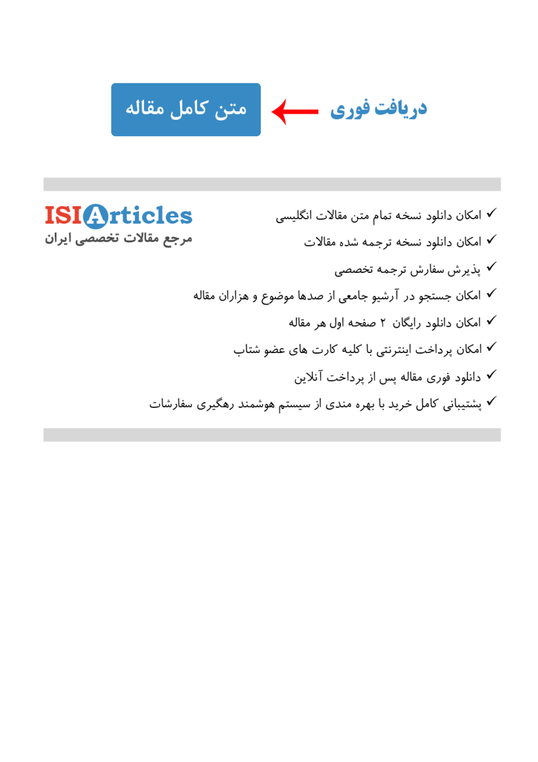دریافت فوری ← متن کامل مقاله

**ISIArticles**
مرجع مقالات تخصصی ایران

- ✓ امکان دانلود نسخه تمام متن مقالات انگلیسی
- ✓ امکان دانلود نسخه ترجمه شده مقالات
- ✓ پذیرش سفارش ترجمه تخصصی
- ✓ امکان جستجو در آرشیو جامعی از صدها موضوع و هزاران مقاله
- ✓ امکان دانلود رایگان ۲ صفحه اول هر مقاله
- ✓ امکان پرداخت اینترنتی با کلیه کارت های عضو شتاب
- ✓ دانلود فوری مقاله پس از پرداخت آنلاین
- ✓ پشتیبانی کامل خرید با بهره مندی از سیستم هوشمند رهگیری سفارشات